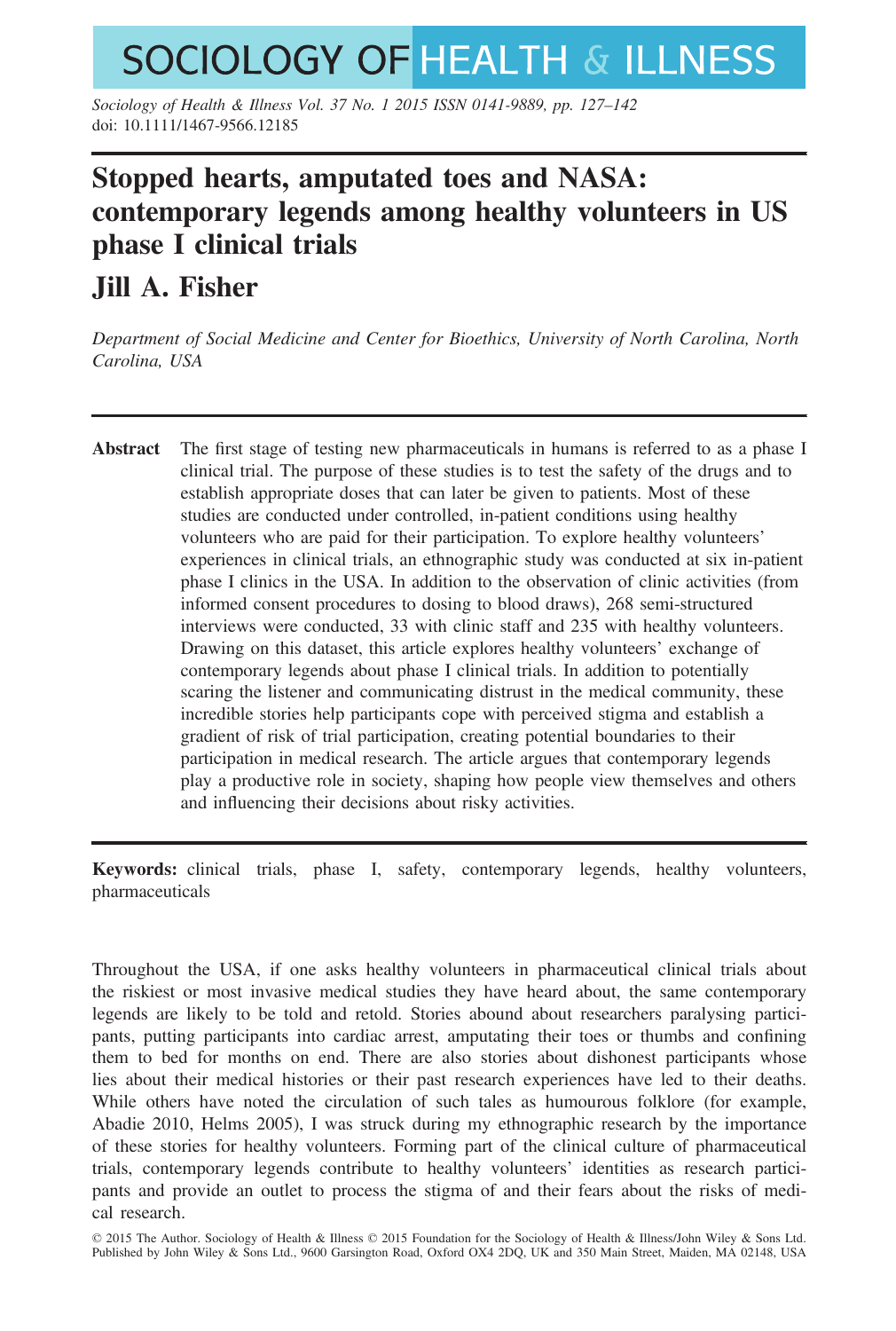# Stopped hearts, amputated toes and NASA: contemporary legends among healthy volunteers in US phase I clinical trials

## Jill A. Fisher

*Department of Social Medicine and Center for Bioethics, University of North Carolina, North Carolina, USA*

**Abstract** The first stage of testing new pharmaceuticals in humans is referred to as a phase I clinical trial. The purpose of these studies is to test the safety of the drugs and to establish appropriate doses that can later be given to patients. Most of these studies are conducted under controlled, in-patient conditions using healthy volunteers who are paid for their participation. To explore healthy volunteers' experiences in clinical trials, an ethnographic study was conducted at six in-patient phase I clinics in the USA. In addition to the observation of clinic activities (from informed consent procedures to dosing to blood draws), 268 semi-structured interviews were conducted, 33 with clinic staff and 235 with healthy volunteers. Drawing on this dataset, this article explores healthy volunteers' exchange of contemporary legends about phase I clinical trials. In addition to potentially scaring the listener and communicating distrust in the medical community, these incredible stories help participants cope with perceived stigma and establish a gradient of risk of trial participation, creating potential boundaries to their participation in medical research. The article argues that contemporary legends play a productive role in society, shaping how people view themselves and others and influencing their decisions about risky activities.

**Keywords:** clinical trials, phase I, safety, contemporary legends, healthy volunteers, pharmaceuticals

Throughout the USA, if one asks healthy volunteers in pharmaceutical clinical trials about the riskiest or most invasive medical studies they have heard about, the same contemporary legends are likely to be told and retold. Stories abound about researchers paralysing participants, putting participants into cardiac arrest, amputating their toes or thumbs and confining them to bed for months on end. There are also stories about dishonest participants whose lies about their medical histories or their past research experiences have led to their deaths. While others have noted the circulation of such tales as humourous folklore (for example, Abadie 2010, Helms 2005), I was struck during my ethnographic research by the importance of these stories for healthy volunteers. Forming part of the clinical culture of pharmaceutical trials, contemporary legends contribute to healthy volunteers' identities as research participants and provide an outlet to process the stigma of and their fears about the risks of medical research.

© 2015 The Author. Sociology of Health & Illness © 2015 Foundation for the Sociology of Health & Illness/John Wiley & Sons Ltd. Published by John Wiley & Sons Ltd., 9600 Garsington Road, Oxford OX4 2DQ, UK and 350 Main Street, Maiden, MA 02148, USA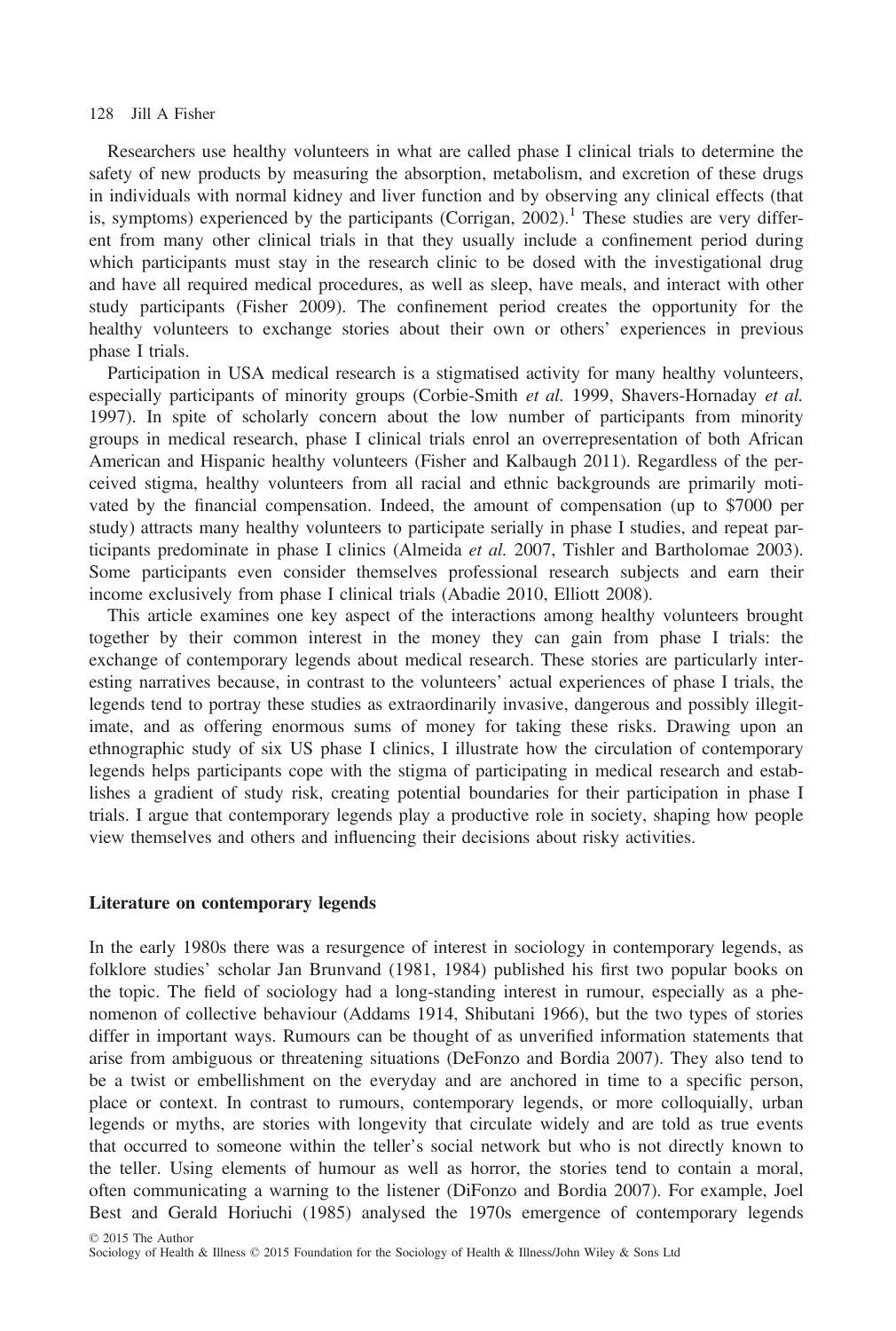Researchers use healthy volunteers in what are called phase I clinical trials to determine the safety of new products by measuring the absorption, metabolism, and excretion of these drugs in individuals with normal kidney and liver function and by observing any clinical effects (that is, symptoms) experienced by the participants (Corrigan, 2002).[1] These studies are very different from many other clinical trials in that they usually include a confinement period during which participants must stay in the research clinic to be dosed with the investigational drug and have all required medical procedures, as well as sleep, have meals, and interact with other study participants (Fisher 2009). The confinement period creates the opportunity for the healthy volunteers to exchange stories about their own or others' experiences in previous phase I trials.

Participation in USA medical research is a stigmatised activity for many healthy volunteers, especially participants of minority groups (Corbie-Smith *et al.* 1999, Shavers-Hornaday *et al.* 1997). In spite of scholarly concern about the low number of participants from minority groups in medical research, phase I clinical trials enrol an overrepresentation of both African American and Hispanic healthy volunteers (Fisher and Kalbaugh 2011). Regardless of the perceived stigma, healthy volunteers from all racial and ethnic backgrounds are primarily motivated by the financial compensation. Indeed, the amount of compensation (up to \$7000 per study) attracts many healthy volunteers to participate serially in phase I studies, and repeat participants predominate in phase I clinics (Almeida *et al.* 2007, Tishler and Bartholomae 2003). Some participants even consider themselves professional research subjects and earn their income exclusively from phase I clinical trials (Abadie 2010, Elliott 2008).

This article examines one key aspect of the interactions among healthy volunteers brought together by their common interest in the money they can gain from phase I trials: the exchange of contemporary legends about medical research. These stories are particularly interesting narratives because, in contrast to the volunteers' actual experiences of phase I trials, the legends tend to portray these studies as extraordinarily invasive, dangerous and possibly illegitimate, and as offering enormous sums of money for taking these risks. Drawing upon an ethnographic study of six US phase I clinics, I illustrate how the circulation of contemporary legends helps participants cope with the stigma of participating in medical research and establishes a gradient of study risk, creating potential boundaries for their participation in phase I trials. I argue that contemporary legends play a productive role in society, shaping how people view themselves and others and influencing their decisions about risky activities.

## Literature on contemporary legends

In the early 1980s there was a resurgence of interest in sociology in contemporary legends, as folklore studies' scholar Jan Brunvand (1981, 1984) published his first two popular books on the topic. The field of sociology had a long-standing interest in rumour, especially as a phenomenon of collective behaviour (Addams 1914, Shibutani 1966), but the two types of stories differ in important ways. Rumours can be thought of as unverified information statements that arise from ambiguous or threatening situations (DeFonzo and Bordia 2007). They also tend to be a twist or embellishment on the everyday and are anchored in time to a specific person, place or context. In contrast to rumours, contemporary legends, or more colloquially, urban legends or myths, are stories with longevity that circulate widely and are told as true events that occurred to someone within the teller's social network but who is not directly known to the teller. Using elements of humour as well as horror, the stories tend to contain a moral, often communicating a warning to the listener (DiFonzo and Bordia 2007). For example, Joel Best and Gerald Horiuchi (1985) analysed the 1970s emergence of contemporary legends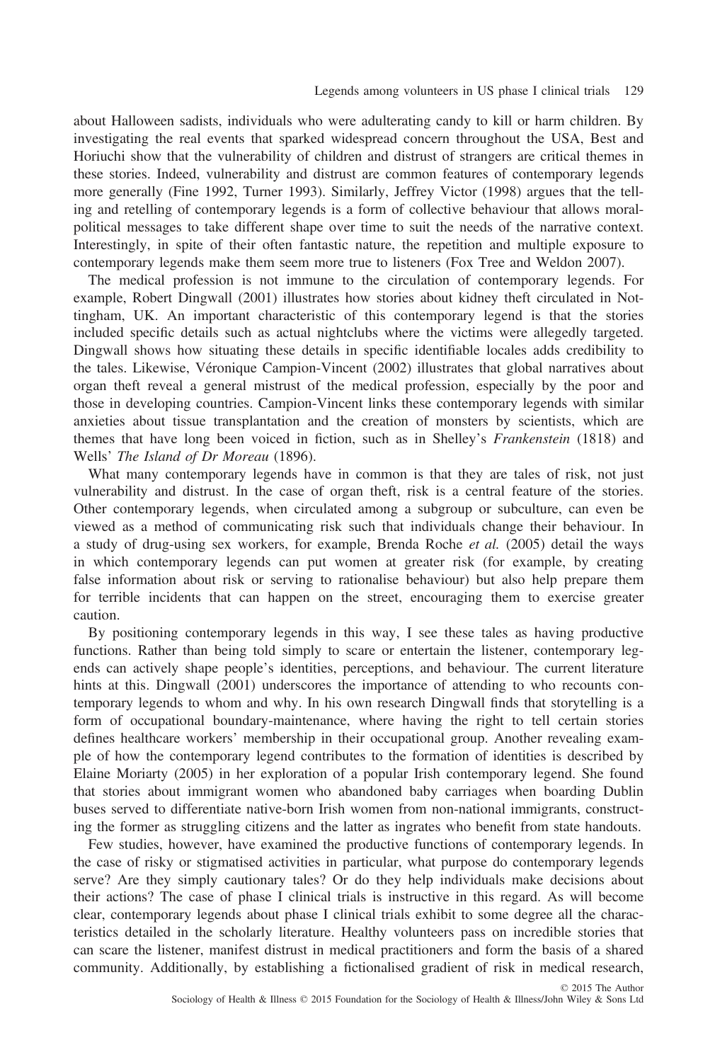about Halloween sadists, individuals who were adulterating candy to kill or harm children. By investigating the real events that sparked widespread concern throughout the USA, Best and Horiuchi show that the vulnerability of children and distrust of strangers are critical themes in these stories. Indeed, vulnerability and distrust are common features of contemporary legends more generally (Fine 1992, Turner 1993). Similarly, Jeffrey Victor (1998) argues that the telling and retelling of contemporary legends is a form of collective behaviour that allows moral-political messages to take different shape over time to suit the needs of the narrative context. Interestingly, in spite of their often fantastic nature, the repetition and multiple exposure to contemporary legends make them seem more true to listeners (Fox Tree and Weldon 2007).

The medical profession is not immune to the circulation of contemporary legends. For example, Robert Dingwall (2001) illustrates how stories about kidney theft circulated in Nottingham, UK. An important characteristic of this contemporary legend is that the stories included specific details such as actual nightclubs where the victims were allegedly targeted. Dingwall shows how situating these details in specific identifiable locales adds credibility to the tales. Likewise, Véronique Campion-Vincent (2002) illustrates that global narratives about organ theft reveal a general mistrust of the medical profession, especially by the poor and those in developing countries. Campion-Vincent links these contemporary legends with similar anxieties about tissue transplantation and the creation of monsters by scientists, which are themes that have long been voiced in fiction, such as in Shelley's *Frankenstein* (1818) and Wells' *The Island of Dr Moreau* (1896).

What many contemporary legends have in common is that they are tales of risk, not just vulnerability and distrust. In the case of organ theft, risk is a central feature of the stories. Other contemporary legends, when circulated among a subgroup or subculture, can even be viewed as a method of communicating risk such that individuals change their behaviour. In a study of drug-using sex workers, for example, Brenda Roche *et al.* (2005) detail the ways in which contemporary legends can put women at greater risk (for example, by creating false information about risk or serving to rationalise behaviour) but also help prepare them for terrible incidents that can happen on the street, encouraging them to exercise greater caution.

By positioning contemporary legends in this way, I see these tales as having productive functions. Rather than being told simply to scare or entertain the listener, contemporary legends can actively shape people's identities, perceptions, and behaviour. The current literature hints at this. Dingwall (2001) underscores the importance of attending to who recounts contemporary legends to whom and why. In his own research Dingwall finds that storytelling is a form of occupational boundary-maintenance, where having the right to tell certain stories defines healthcare workers' membership in their occupational group. Another revealing example of how the contemporary legend contributes to the formation of identities is described by Elaine Moriarty (2005) in her exploration of a popular Irish contemporary legend. She found that stories about immigrant women who abandoned baby carriages when boarding Dublin buses served to differentiate native-born Irish women from non-national immigrants, constructing the former as struggling citizens and the latter as ingrates who benefit from state handouts.

Few studies, however, have examined the productive functions of contemporary legends. In the case of risky or stigmatised activities in particular, what purpose do contemporary legends serve? Are they simply cautionary tales? Or do they help individuals make decisions about their actions? The case of phase I clinical trials is instructive in this regard. As will become clear, contemporary legends about phase I clinical trials exhibit to some degree all the characteristics detailed in the scholarly literature. Healthy volunteers pass on incredible stories that can scare the listener, manifest distrust in medical practitioners and form the basis of a shared community. Additionally, by establishing a fictionalised gradient of risk in medical research,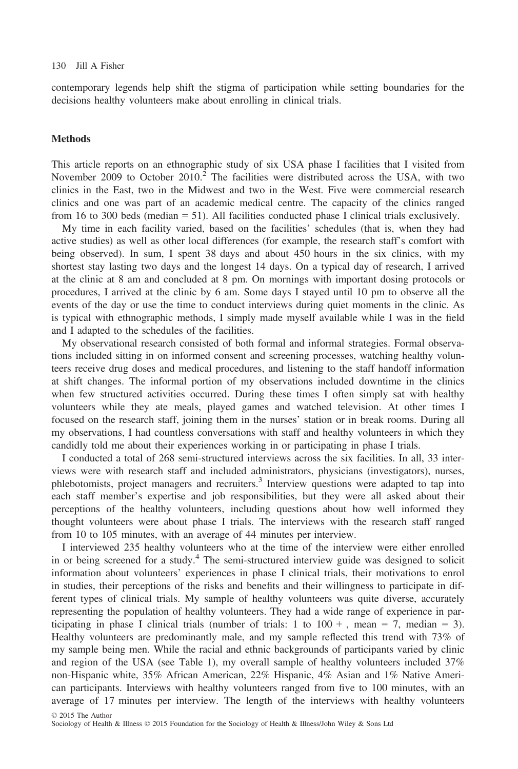contemporary legends help shift the stigma of participation while setting boundaries for the decisions healthy volunteers make about enrolling in clinical trials.

## Methods

This article reports on an ethnographic study of six USA phase I facilities that I visited from November 2009 to October 2010.[2] The facilities were distributed across the USA, with two clinics in the East, two in the Midwest and two in the West. Five were commercial research clinics and one was part of an academic medical centre. The capacity of the clinics ranged from 16 to 300 beds (median = 51). All facilities conducted phase I clinical trials exclusively.

My time in each facility varied, based on the facilities' schedules (that is, when they had active studies) as well as other local differences (for example, the research staff's comfort with being observed). In sum, I spent 38 days and about 450 hours in the six clinics, with my shortest stay lasting two days and the longest 14 days. On a typical day of research, I arrived at the clinic at 8 am and concluded at 8 pm. On mornings with important dosing protocols or procedures, I arrived at the clinic by 6 am. Some days I stayed until 10 pm to observe all the events of the day or use the time to conduct interviews during quiet moments in the clinic. As is typical with ethnographic methods, I simply made myself available while I was in the field and I adapted to the schedules of the facilities.

My observational research consisted of both formal and informal strategies. Formal observations included sitting in on informed consent and screening processes, watching healthy volunteers receive drug doses and medical procedures, and listening to the staff handoff information at shift changes. The informal portion of my observations included downtime in the clinics when few structured activities occurred. During these times I often simply sat with healthy volunteers while they ate meals, played games and watched television. At other times I focused on the research staff, joining them in the nurses' station or in break rooms. During all my observations, I had countless conversations with staff and healthy volunteers in which they candidly told me about their experiences working in or participating in phase I trials.

I conducted a total of 268 semi-structured interviews across the six facilities. In all, 33 interviews were with research staff and included administrators, physicians (investigators), nurses, phlebotomists, project managers and recruiters.[3] Interview questions were adapted to tap into each staff member's expertise and job responsibilities, but they were all asked about their perceptions of the healthy volunteers, including questions about how well informed they thought volunteers were about phase I trials. The interviews with the research staff ranged from 10 to 105 minutes, with an average of 44 minutes per interview.

I interviewed 235 healthy volunteers who at the time of the interview were either enrolled in or being screened for a study.[4] The semi-structured interview guide was designed to solicit information about volunteers' experiences in phase I clinical trials, their motivations to enrol in studies, their perceptions of the risks and benefits and their willingness to participate in different types of clinical trials. My sample of healthy volunteers was quite diverse, accurately representing the population of healthy volunteers. They had a wide range of experience in participating in phase I clinical trials (number of trials: 1 to 100 + , mean = 7, median = 3). Healthy volunteers are predominantly male, and my sample reflected this trend with 73% of my sample being men. While the racial and ethnic backgrounds of participants varied by clinic and region of the USA (see Table 1), my overall sample of healthy volunteers included 37% non-Hispanic white, 35% African American, 22% Hispanic, 4% Asian and 1% Native American participants. Interviews with healthy volunteers ranged from five to 100 minutes, with an average of 17 minutes per interview. The length of the interviews with healthy volunteers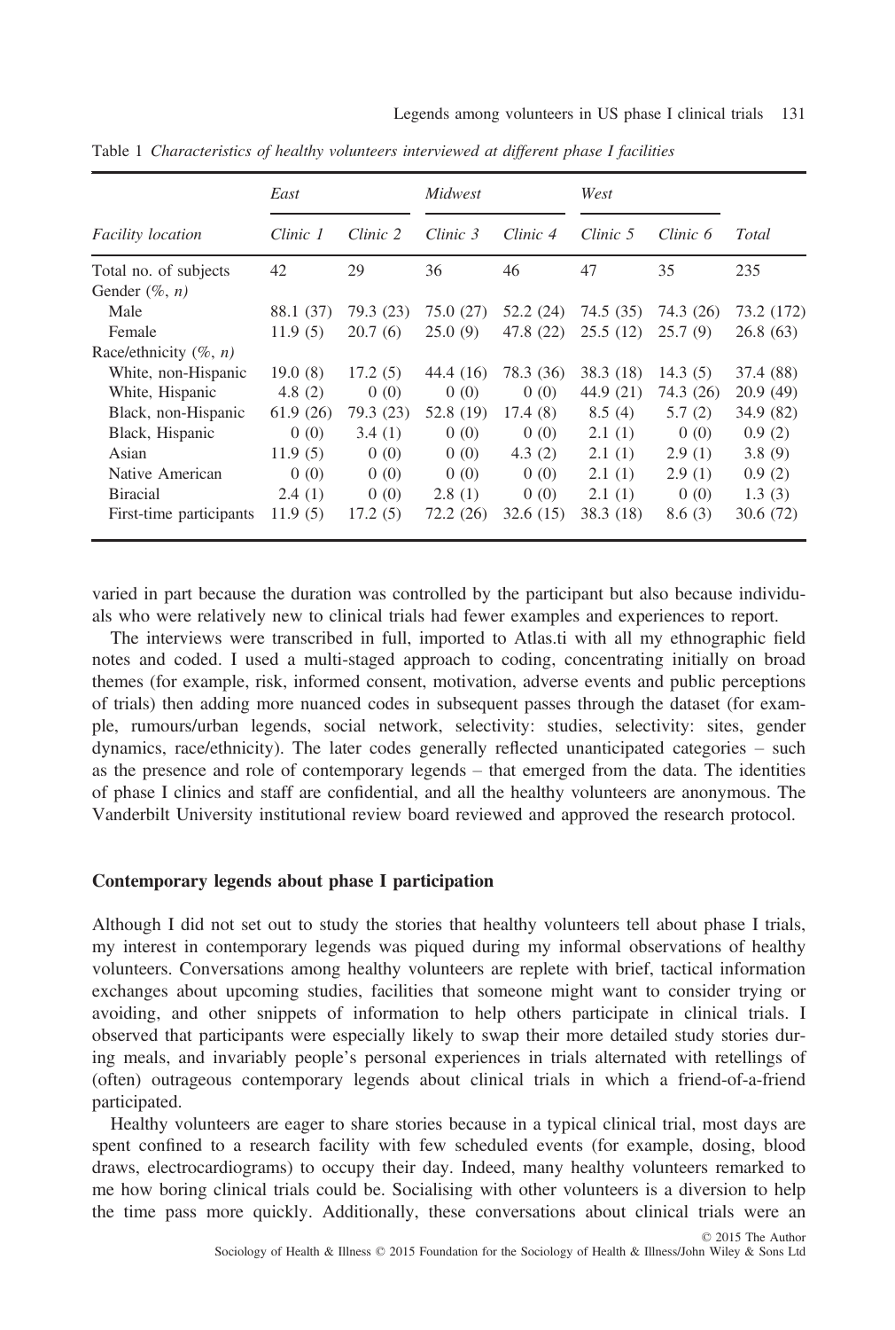Table 1 *Characteristics of healthy volunteers interviewed at different phase I facilities*

| *Facility location* | *East* | | *Midwest* | | *West* | | |
|---|---|---|---|---|---|---|---|
| | *Clinic 1* | *Clinic 2* | *Clinic 3* | *Clinic 4* | *Clinic 5* | *Clinic 6* | *Total* |
| Total no. of subjects | 42 | 29 | 36 | 46 | 47 | 35 | 235 |
| Gender (*%, n*) | | | | | | | |
| Male | 88.1 (37) | 79.3 (23) | 75.0 (27) | 52.2 (24) | 74.5 (35) | 74.3 (26) | 73.2 (172) |
| Female | 11.9 (5) | 20.7 (6) | 25.0 (9) | 47.8 (22) | 25.5 (12) | 25.7 (9) | 26.8 (63) |
| Race/ethnicity (*%, n*) | | | | | | | |
| White, non-Hispanic | 19.0 (8) | 17.2 (5) | 44.4 (16) | 78.3 (36) | 38.3 (18) | 14.3 (5) | 37.4 (88) |
| White, Hispanic | 4.8 (2) | 0 (0) | 0 (0) | 0 (0) | 44.9 (21) | 74.3 (26) | 20.9 (49) |
| Black, non-Hispanic | 61.9 (26) | 79.3 (23) | 52.8 (19) | 17.4 (8) | 8.5 (4) | 5.7 (2) | 34.9 (82) |
| Black, Hispanic | 0 (0) | 3.4 (1) | 0 (0) | 0 (0) | 2.1 (1) | 0 (0) | 0.9 (2) |
| Asian | 11.9 (5) | 0 (0) | 0 (0) | 4.3 (2) | 2.1 (1) | 2.9 (1) | 3.8 (9) |
| Native American | 0 (0) | 0 (0) | 0 (0) | 0 (0) | 2.1 (1) | 2.9 (1) | 0.9 (2) |
| Biracial | 2.4 (1) | 0 (0) | 2.8 (1) | 0 (0) | 2.1 (1) | 0 (0) | 1.3 (3) |
| First-time participants | 11.9 (5) | 17.2 (5) | 72.2 (26) | 32.6 (15) | 38.3 (18) | 8.6 (3) | 30.6 (72) |

varied in part because the duration was controlled by the participant but also because individuals who were relatively new to clinical trials had fewer examples and experiences to report.

The interviews were transcribed in full, imported to Atlas.ti with all my ethnographic field notes and coded. I used a multi-staged approach to coding, concentrating initially on broad themes (for example, risk, informed consent, motivation, adverse events and public perceptions of trials) then adding more nuanced codes in subsequent passes through the dataset (for example, rumours/urban legends, social network, selectivity: studies, selectivity: sites, gender dynamics, race/ethnicity). The later codes generally reflected unanticipated categories – such as the presence and role of contemporary legends – that emerged from the data. The identities of phase I clinics and staff are confidential, and all the healthy volunteers are anonymous. The Vanderbilt University institutional review board reviewed and approved the research protocol.

## Contemporary legends about phase I participation

Although I did not set out to study the stories that healthy volunteers tell about phase I trials, my interest in contemporary legends was piqued during my informal observations of healthy volunteers. Conversations among healthy volunteers are replete with brief, tactical information exchanges about upcoming studies, facilities that someone might want to consider trying or avoiding, and other snippets of information to help others participate in clinical trials. I observed that participants were especially likely to swap their more detailed study stories during meals, and invariably people's personal experiences in trials alternated with retellings of (often) outrageous contemporary legends about clinical trials in which a friend-of-a-friend participated.

Healthy volunteers are eager to share stories because in a typical clinical trial, most days are spent confined to a research facility with few scheduled events (for example, dosing, blood draws, electrocardiograms) to occupy their day. Indeed, many healthy volunteers remarked to me how boring clinical trials could be. Socialising with other volunteers is a diversion to help the time pass more quickly. Additionally, these conversations about clinical trials were an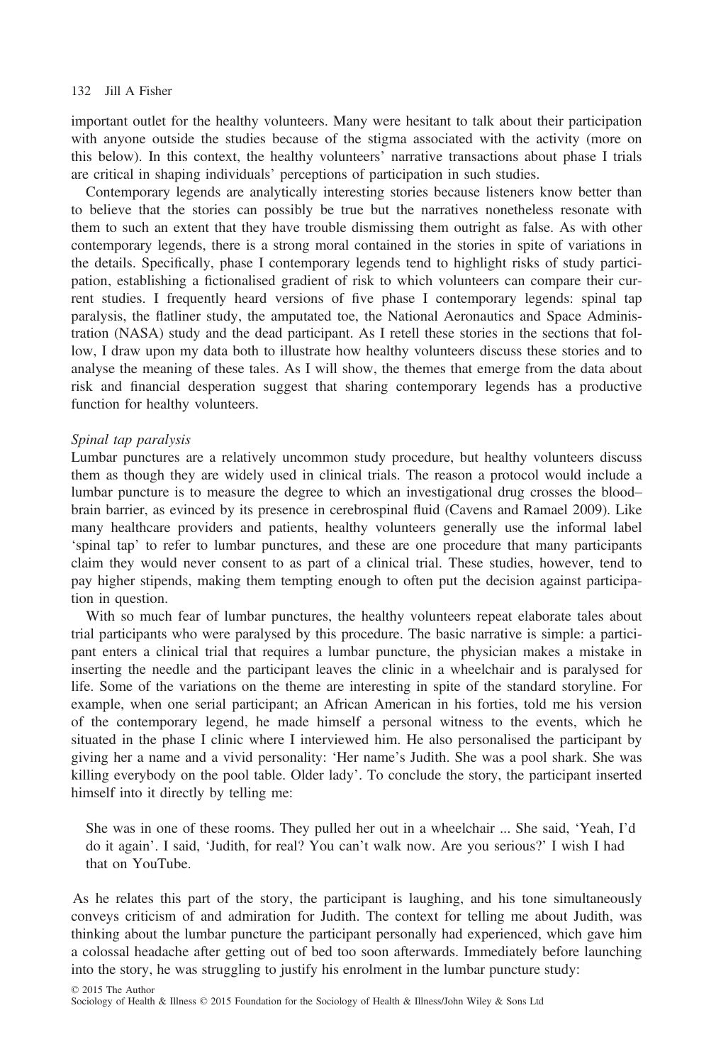important outlet for the healthy volunteers. Many were hesitant to talk about their participation with anyone outside the studies because of the stigma associated with the activity (more on this below). In this context, the healthy volunteers' narrative transactions about phase I trials are critical in shaping individuals' perceptions of participation in such studies.

Contemporary legends are analytically interesting stories because listeners know better than to believe that the stories can possibly be true but the narratives nonetheless resonate with them to such an extent that they have trouble dismissing them outright as false. As with other contemporary legends, there is a strong moral contained in the stories in spite of variations in the details. Specifically, phase I contemporary legends tend to highlight risks of study participation, establishing a fictionalised gradient of risk to which volunteers can compare their current studies. I frequently heard versions of five phase I contemporary legends: spinal tap paralysis, the flatliner study, the amputated toe, the National Aeronautics and Space Administration (NASA) study and the dead participant. As I retell these stories in the sections that follow, I draw upon my data both to illustrate how healthy volunteers discuss these stories and to analyse the meaning of these tales. As I will show, the themes that emerge from the data about risk and financial desperation suggest that sharing contemporary legends has a productive function for healthy volunteers.

*Spinal tap paralysis*

Lumbar punctures are a relatively uncommon study procedure, but healthy volunteers discuss them as though they are widely used in clinical trials. The reason a protocol would include a lumbar puncture is to measure the degree to which an investigational drug crosses the blood–brain barrier, as evinced by its presence in cerebrospinal fluid (Cavens and Ramael 2009). Like many healthcare providers and patients, healthy volunteers generally use the informal label 'spinal tap' to refer to lumbar punctures, and these are one procedure that many participants claim they would never consent to as part of a clinical trial. These studies, however, tend to pay higher stipends, making them tempting enough to often put the decision against participation in question.

With so much fear of lumbar punctures, the healthy volunteers repeat elaborate tales about trial participants who were paralysed by this procedure. The basic narrative is simple: a participant enters a clinical trial that requires a lumbar puncture, the physician makes a mistake in inserting the needle and the participant leaves the clinic in a wheelchair and is paralysed for life. Some of the variations on the theme are interesting in spite of the standard storyline. For example, when one serial participant; an African American in his forties, told me his version of the contemporary legend, he made himself a personal witness to the events, which he situated in the phase I clinic where I interviewed him. He also personalised the participant by giving her a name and a vivid personality: 'Her name's Judith. She was a pool shark. She was killing everybody on the pool table. Older lady'. To conclude the story, the participant inserted himself into it directly by telling me:

> She was in one of these rooms. They pulled her out in a wheelchair ... She said, 'Yeah, I'd do it again'. I said, 'Judith, for real? You can't walk now. Are you serious?' I wish I had that on YouTube.

As he relates this part of the story, the participant is laughing, and his tone simultaneously conveys criticism of and admiration for Judith. The context for telling me about Judith, was thinking about the lumbar puncture the participant personally had experienced, which gave him a colossal headache after getting out of bed too soon afterwards. Immediately before launching into the story, he was struggling to justify his enrolment in the lumbar puncture study: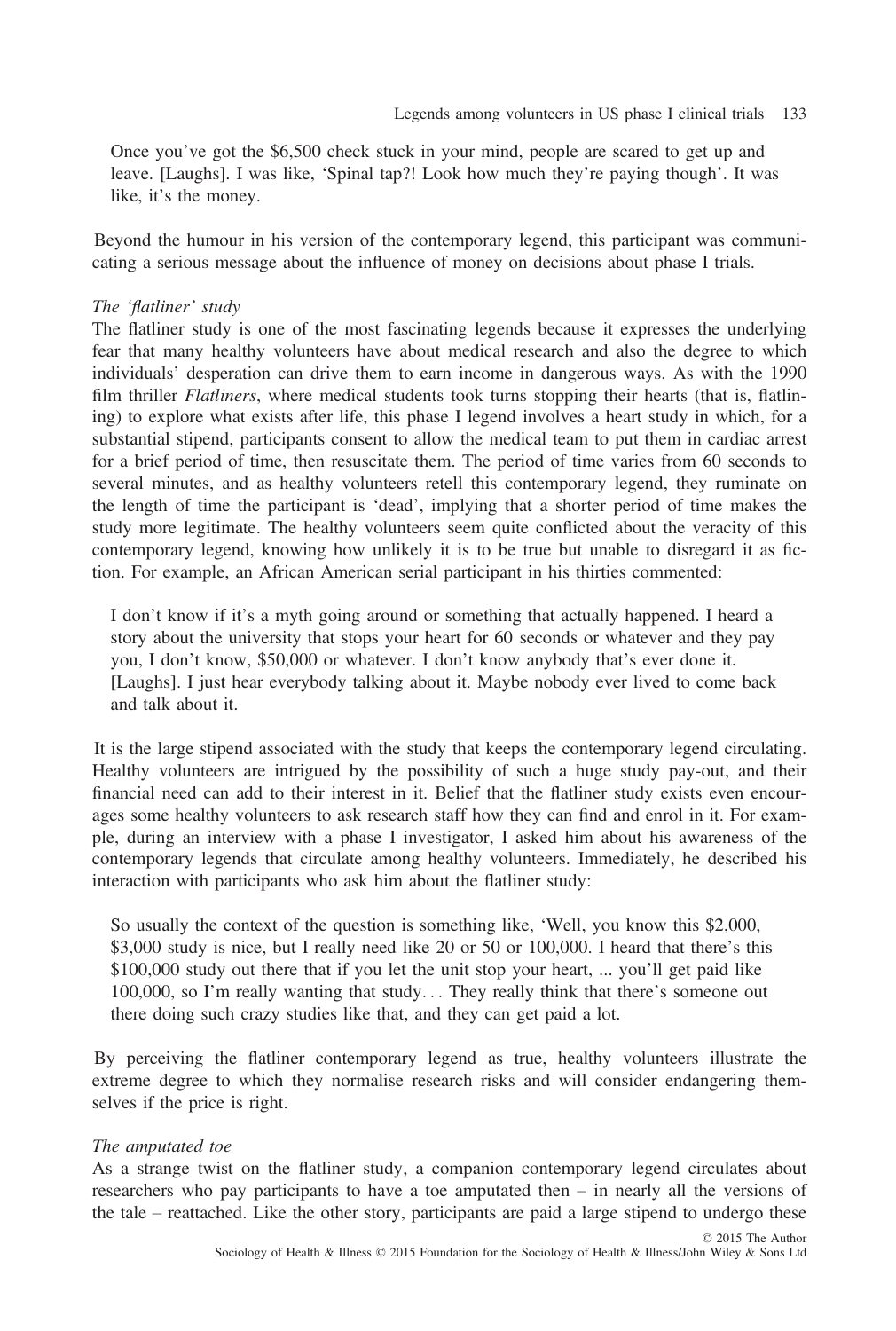> Once you've got the $6,500 check stuck in your mind, people are scared to get up and leave. [Laughs]. I was like, 'Spinal tap?! Look how much they're paying though'. It was like, it's the money.

Beyond the humour in his version of the contemporary legend, this participant was communicating a serious message about the influence of money on decisions about phase I trials.

*The 'flatliner' study*

The flatliner study is one of the most fascinating legends because it expresses the underlying fear that many healthy volunteers have about medical research and also the degree to which individuals' desperation can drive them to earn income in dangerous ways. As with the 1990 film thriller *Flatliners*, where medical students took turns stopping their hearts (that is, flatlining) to explore what exists after life, this phase I legend involves a heart study in which, for a substantial stipend, participants consent to allow the medical team to put them in cardiac arrest for a brief period of time, then resuscitate them. The period of time varies from 60 seconds to several minutes, and as healthy volunteers retell this contemporary legend, they ruminate on the length of time the participant is 'dead', implying that a shorter period of time makes the study more legitimate. The healthy volunteers seem quite conflicted about the veracity of this contemporary legend, knowing how unlikely it is to be true but unable to disregard it as fiction. For example, an African American serial participant in his thirties commented:

> I don't know if it's a myth going around or something that actually happened. I heard a story about the university that stops your heart for 60 seconds or whatever and they pay you, I don't know, $50,000 or whatever. I don't know anybody that's ever done it. [Laughs]. I just hear everybody talking about it. Maybe nobody ever lived to come back and talk about it.

It is the large stipend associated with the study that keeps the contemporary legend circulating. Healthy volunteers are intrigued by the possibility of such a huge study pay-out, and their financial need can add to their interest in it. Belief that the flatliner study exists even encourages some healthy volunteers to ask research staff how they can find and enrol in it. For example, during an interview with a phase I investigator, I asked him about his awareness of the contemporary legends that circulate among healthy volunteers. Immediately, he described his interaction with participants who ask him about the flatliner study:

> So usually the context of the question is something like, 'Well, you know this $2,000, $3,000 study is nice, but I really need like 20 or 50 or 100,000. I heard that there's this $100,000 study out there that if you let the unit stop your heart, ... you'll get paid like 100,000, so I'm really wanting that study... They really think that there's someone out there doing such crazy studies like that, and they can get paid a lot.

By perceiving the flatliner contemporary legend as true, healthy volunteers illustrate the extreme degree to which they normalise research risks and will consider endangering themselves if the price is right.

*The amputated toe*

As a strange twist on the flatliner study, a companion contemporary legend circulates about researchers who pay participants to have a toe amputated then – in nearly all the versions of the tale – reattached. Like the other story, participants are paid a large stipend to undergo these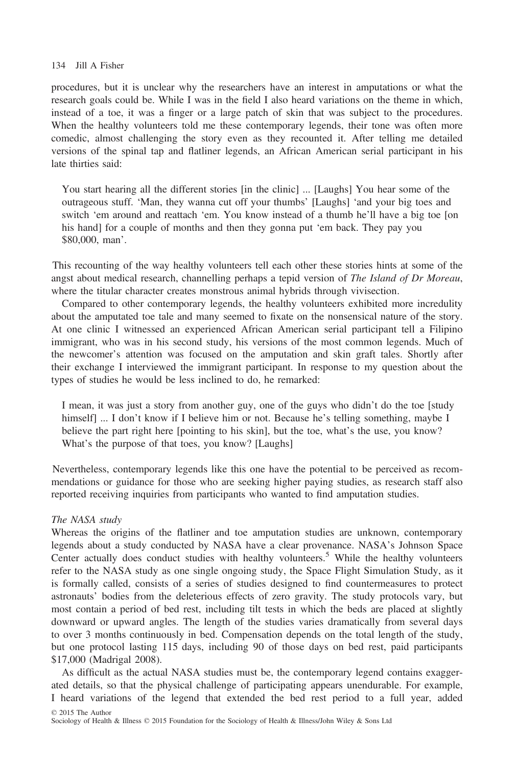procedures, but it is unclear why the researchers have an interest in amputations or what the research goals could be. While I was in the field I also heard variations on the theme in which, instead of a toe, it was a finger or a large patch of skin that was subject to the procedures. When the healthy volunteers told me these contemporary legends, their tone was often more comedic, almost challenging the story even as they recounted it. After telling me detailed versions of the spinal tap and flatliner legends, an African American serial participant in his late thirties said:

> You start hearing all the different stories [in the clinic] ... [Laughs] You hear some of the outrageous stuff. 'Man, they wanna cut off your thumbs' [Laughs] 'and your big toes and switch 'em around and reattach 'em. You know instead of a thumb he'll have a big toe [on his hand] for a couple of months and then they gonna put 'em back. They pay you $80,000, man'.

This recounting of the way healthy volunteers tell each other these stories hints at some of the angst about medical research, channelling perhaps a tepid version of *The Island of Dr Moreau*, where the titular character creates monstrous animal hybrids through vivisection.

Compared to other contemporary legends, the healthy volunteers exhibited more incredulity about the amputated toe tale and many seemed to fixate on the nonsensical nature of the story. At one clinic I witnessed an experienced African American serial participant tell a Filipino immigrant, who was in his second study, his versions of the most common legends. Much of the newcomer's attention was focused on the amputation and skin graft tales. Shortly after their exchange I interviewed the immigrant participant. In response to my question about the types of studies he would be less inclined to do, he remarked:

> I mean, it was just a story from another guy, one of the guys who didn't do the toe [study himself] ... I don't know if I believe him or not. Because he's telling something, maybe I believe the part right here [pointing to his skin], but the toe, what's the use, you know? What's the purpose of that toes, you know? [Laughs]

Nevertheless, contemporary legends like this one have the potential to be perceived as recommendations or guidance for those who are seeking higher paying studies, as research staff also reported receiving inquiries from participants who wanted to find amputation studies.

*The NASA study*

Whereas the origins of the flatliner and toe amputation studies are unknown, contemporary legends about a study conducted by NASA have a clear provenance. NASA's Johnson Space Center actually does conduct studies with healthy volunteers.[5] While the healthy volunteers refer to the NASA study as one single ongoing study, the Space Flight Simulation Study, as it is formally called, consists of a series of studies designed to find countermeasures to protect astronauts' bodies from the deleterious effects of zero gravity. The study protocols vary, but most contain a period of bed rest, including tilt tests in which the beds are placed at slightly downward or upward angles. The length of the studies varies dramatically from several days to over 3 months continuously in bed. Compensation depends on the total length of the study, but one protocol lasting 115 days, including 90 of those days on bed rest, paid participants $17,000 (Madrigal 2008).

As difficult as the actual NASA studies must be, the contemporary legend contains exaggerated details, so that the physical challenge of participating appears unendurable. For example, I heard variations of the legend that extended the bed rest period to a full year, added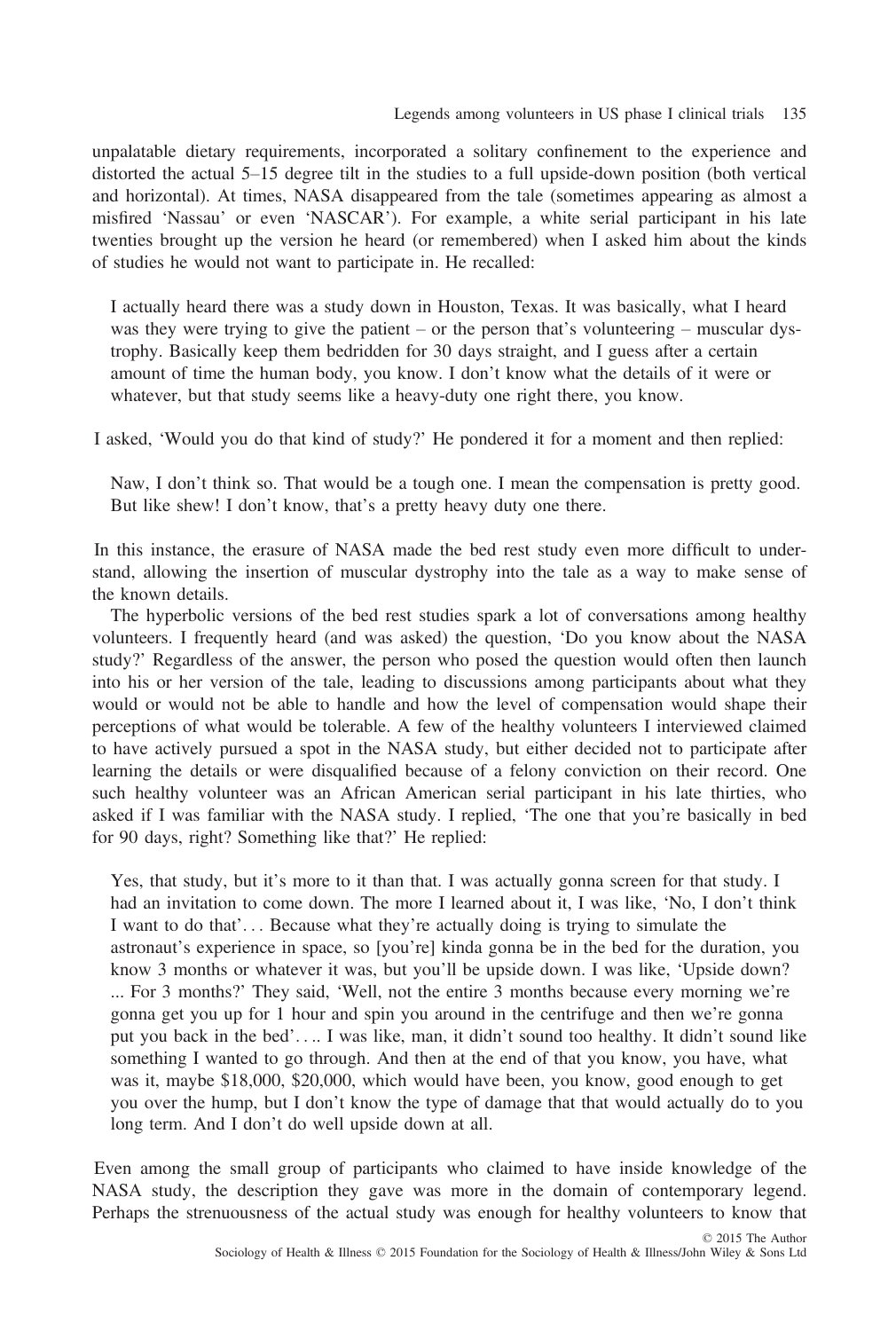unpalatable dietary requirements, incorporated a solitary confinement to the experience and distorted the actual 5–15 degree tilt in the studies to a full upside-down position (both vertical and horizontal). At times, NASA disappeared from the tale (sometimes appearing as almost a misfired 'Nassau' or even 'NASCAR'). For example, a white serial participant in his late twenties brought up the version he heard (or remembered) when I asked him about the kinds of studies he would not want to participate in. He recalled:

> I actually heard there was a study down in Houston, Texas. It was basically, what I heard was they were trying to give the patient – or the person that's volunteering – muscular dystrophy. Basically keep them bedridden for 30 days straight, and I guess after a certain amount of time the human body, you know. I don't know what the details of it were or whatever, but that study seems like a heavy-duty one right there, you know.

I asked, 'Would you do that kind of study?' He pondered it for a moment and then replied:

> Naw, I don't think so. That would be a tough one. I mean the compensation is pretty good. But like shew! I don't know, that's a pretty heavy duty one there.

In this instance, the erasure of NASA made the bed rest study even more difficult to understand, allowing the insertion of muscular dystrophy into the tale as a way to make sense of the known details.

The hyperbolic versions of the bed rest studies spark a lot of conversations among healthy volunteers. I frequently heard (and was asked) the question, 'Do you know about the NASA study?' Regardless of the answer, the person who posed the question would often then launch into his or her version of the tale, leading to discussions among participants about what they would or would not be able to handle and how the level of compensation would shape their perceptions of what would be tolerable. A few of the healthy volunteers I interviewed claimed to have actively pursued a spot in the NASA study, but either decided not to participate after learning the details or were disqualified because of a felony conviction on their record. One such healthy volunteer was an African American serial participant in his late thirties, who asked if I was familiar with the NASA study. I replied, 'The one that you're basically in bed for 90 days, right? Something like that?' He replied:

> Yes, that study, but it's more to it than that. I was actually gonna screen for that study. I had an invitation to come down. The more I learned about it, I was like, 'No, I don't think I want to do that'. . . Because what they're actually doing is trying to simulate the astronaut's experience in space, so [you're] kinda gonna be in the bed for the duration, you know 3 months or whatever it was, but you'll be upside down. I was like, 'Upside down? ... For 3 months?' They said, 'Well, not the entire 3 months because every morning we're gonna get you up for 1 hour and spin you around in the centrifuge and then we're gonna put you back in the bed'. . .. I was like, man, it didn't sound too healthy. It didn't sound like something I wanted to go through. And then at the end of that you know, you have, what was it, maybe $18,000, $20,000, which would have been, you know, good enough to get you over the hump, but I don't know the type of damage that that would actually do to you long term. And I don't do well upside down at all.

Even among the small group of participants who claimed to have inside knowledge of the NASA study, the description they gave was more in the domain of contemporary legend. Perhaps the strenuousness of the actual study was enough for healthy volunteers to know that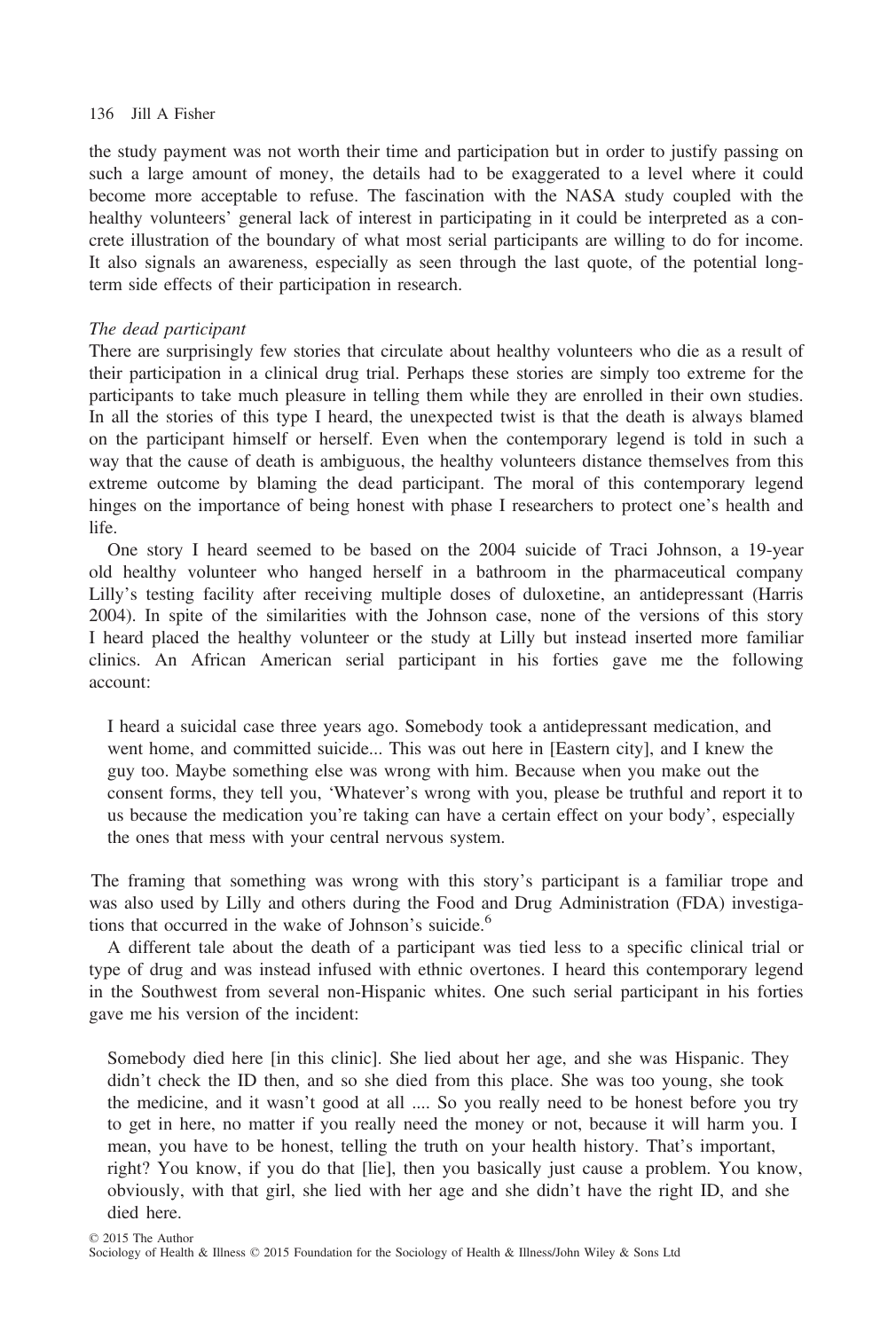the study payment was not worth their time and participation but in order to justify passing on such a large amount of money, the details had to be exaggerated to a level where it could become more acceptable to refuse. The fascination with the NASA study coupled with the healthy volunteers' general lack of interest in participating in it could be interpreted as a concrete illustration of the boundary of what most serial participants are willing to do for income. It also signals an awareness, especially as seen through the last quote, of the potential long-term side effects of their participation in research.

*The dead participant*

There are surprisingly few stories that circulate about healthy volunteers who die as a result of their participation in a clinical drug trial. Perhaps these stories are simply too extreme for the participants to take much pleasure in telling them while they are enrolled in their own studies. In all the stories of this type I heard, the unexpected twist is that the death is always blamed on the participant himself or herself. Even when the contemporary legend is told in such a way that the cause of death is ambiguous, the healthy volunteers distance themselves from this extreme outcome by blaming the dead participant. The moral of this contemporary legend hinges on the importance of being honest with phase I researchers to protect one's health and life.

One story I heard seemed to be based on the 2004 suicide of Traci Johnson, a 19-year old healthy volunteer who hanged herself in a bathroom in the pharmaceutical company Lilly's testing facility after receiving multiple doses of duloxetine, an antidepressant (Harris 2004). In spite of the similarities with the Johnson case, none of the versions of this story I heard placed the healthy volunteer or the study at Lilly but instead inserted more familiar clinics. An African American serial participant in his forties gave me the following account:

> I heard a suicidal case three years ago. Somebody took a antidepressant medication, and went home, and committed suicide... This was out here in [Eastern city], and I knew the guy too. Maybe something else was wrong with him. Because when you make out the consent forms, they tell you, 'Whatever's wrong with you, please be truthful and report it to us because the medication you're taking can have a certain effect on your body', especially the ones that mess with your central nervous system.

The framing that something was wrong with this story's participant is a familiar trope and was also used by Lilly and others during the Food and Drug Administration (FDA) investigations that occurred in the wake of Johnson's suicide.[6]

A different tale about the death of a participant was tied less to a specific clinical trial or type of drug and was instead infused with ethnic overtones. I heard this contemporary legend in the Southwest from several non-Hispanic whites. One such serial participant in his forties gave me his version of the incident:

> Somebody died here [in this clinic]. She lied about her age, and she was Hispanic. They didn't check the ID then, and so she died from this place. She was too young, she took the medicine, and it wasn't good at all .... So you really need to be honest before you try to get in here, no matter if you really need the money or not, because it will harm you. I mean, you have to be honest, telling the truth on your health history. That's important, right? You know, if you do that [lie], then you basically just cause a problem. You know, obviously, with that girl, she lied with her age and she didn't have the right ID, and she died here.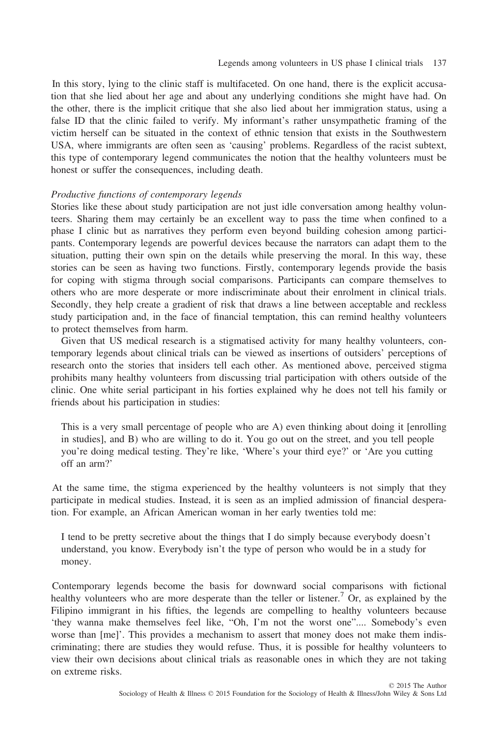In this story, lying to the clinic staff is multifaceted. On one hand, there is the explicit accusation that she lied about her age and about any underlying conditions she might have had. On the other, there is the implicit critique that she also lied about her immigration status, using a false ID that the clinic failed to verify. My informant's rather unsympathetic framing of the victim herself can be situated in the context of ethnic tension that exists in the Southwestern USA, where immigrants are often seen as 'causing' problems. Regardless of the racist subtext, this type of contemporary legend communicates the notion that the healthy volunteers must be honest or suffer the consequences, including death.

*Productive functions of contemporary legends*

Stories like these about study participation are not just idle conversation among healthy volunteers. Sharing them may certainly be an excellent way to pass the time when confined to a phase I clinic but as narratives they perform even beyond building cohesion among participants. Contemporary legends are powerful devices because the narrators can adapt them to the situation, putting their own spin on the details while preserving the moral. In this way, these stories can be seen as having two functions. Firstly, contemporary legends provide the basis for coping with stigma through social comparisons. Participants can compare themselves to others who are more desperate or more indiscriminate about their enrolment in clinical trials. Secondly, they help create a gradient of risk that draws a line between acceptable and reckless study participation and, in the face of financial temptation, this can remind healthy volunteers to protect themselves from harm.

Given that US medical research is a stigmatised activity for many healthy volunteers, contemporary legends about clinical trials can be viewed as insertions of outsiders' perceptions of research onto the stories that insiders tell each other. As mentioned above, perceived stigma prohibits many healthy volunteers from discussing trial participation with others outside of the clinic. One white serial participant in his forties explained why he does not tell his family or friends about his participation in studies:

> This is a very small percentage of people who are A) even thinking about doing it [enrolling in studies], and B) who are willing to do it. You go out on the street, and you tell people you're doing medical testing. They're like, 'Where's your third eye?' or 'Are you cutting off an arm?'

At the same time, the stigma experienced by the healthy volunteers is not simply that they participate in medical studies. Instead, it is seen as an implied admission of financial desperation. For example, an African American woman in her early twenties told me:

> I tend to be pretty secretive about the things that I do simply because everybody doesn't understand, you know. Everybody isn't the type of person who would be in a study for money.

Contemporary legends become the basis for downward social comparisons with fictional healthy volunteers who are more desperate than the teller or listener.[7] Or, as explained by the Filipino immigrant in his fifties, the legends are compelling to healthy volunteers because 'they wanna make themselves feel like, "Oh, I'm not the worst one".... Somebody's even worse than [me]'. This provides a mechanism to assert that money does not make them indiscriminating; there are studies they would refuse. Thus, it is possible for healthy volunteers to view their own decisions about clinical trials as reasonable ones in which they are not taking on extreme risks.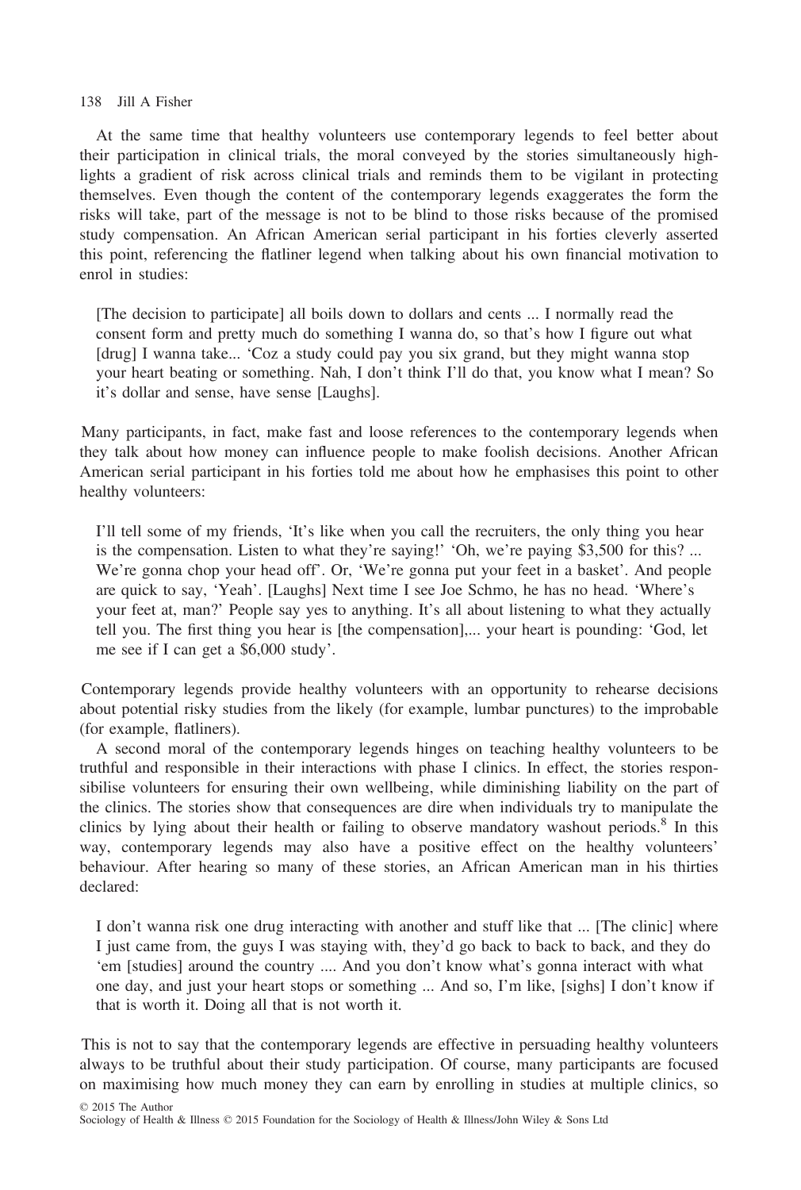At the same time that healthy volunteers use contemporary legends to feel better about their participation in clinical trials, the moral conveyed by the stories simultaneously highlights a gradient of risk across clinical trials and reminds them to be vigilant in protecting themselves. Even though the content of the contemporary legends exaggerates the form the risks will take, part of the message is not to be blind to those risks because of the promised study compensation. An African American serial participant in his forties cleverly asserted this point, referencing the flatliner legend when talking about his own financial motivation to enrol in studies:

> [The decision to participate] all boils down to dollars and cents ... I normally read the consent form and pretty much do something I wanna do, so that's how I figure out what [drug] I wanna take... 'Coz a study could pay you six grand, but they might wanna stop your heart beating or something. Nah, I don't think I'll do that, you know what I mean? So it's dollar and sense, have sense [Laughs].

Many participants, in fact, make fast and loose references to the contemporary legends when they talk about how money can influence people to make foolish decisions. Another African American serial participant in his forties told me about how he emphasises this point to other healthy volunteers:

> I'll tell some of my friends, 'It's like when you call the recruiters, the only thing you hear is the compensation. Listen to what they're saying!' 'Oh, we're paying $3,500 for this? ... We're gonna chop your head off'. Or, 'We're gonna put your feet in a basket'. And people are quick to say, 'Yeah'. [Laughs] Next time I see Joe Schmo, he has no head. 'Where's your feet at, man?' People say yes to anything. It's all about listening to what they actually tell you. The first thing you hear is [the compensation],... your heart is pounding: 'God, let me see if I can get a $6,000 study'.

Contemporary legends provide healthy volunteers with an opportunity to rehearse decisions about potential risky studies from the likely (for example, lumbar punctures) to the improbable (for example, flatliners).

A second moral of the contemporary legends hinges on teaching healthy volunteers to be truthful and responsible in their interactions with phase I clinics. In effect, the stories responsibilise volunteers for ensuring their own wellbeing, while diminishing liability on the part of the clinics. The stories show that consequences are dire when individuals try to manipulate the clinics by lying about their health or failing to observe mandatory washout periods.[8] In this way, contemporary legends may also have a positive effect on the healthy volunteers' behaviour. After hearing so many of these stories, an African American man in his thirties declared:

> I don't wanna risk one drug interacting with another and stuff like that ... [The clinic] where I just came from, the guys I was staying with, they'd go back to back to back, and they do 'em [studies] around the country .... And you don't know what's gonna interact with what one day, and just your heart stops or something ... And so, I'm like, [sighs] I don't know if that is worth it. Doing all that is not worth it.

This is not to say that the contemporary legends are effective in persuading healthy volunteers always to be truthful about their study participation. Of course, many participants are focused on maximising how much money they can earn by enrolling in studies at multiple clinics, so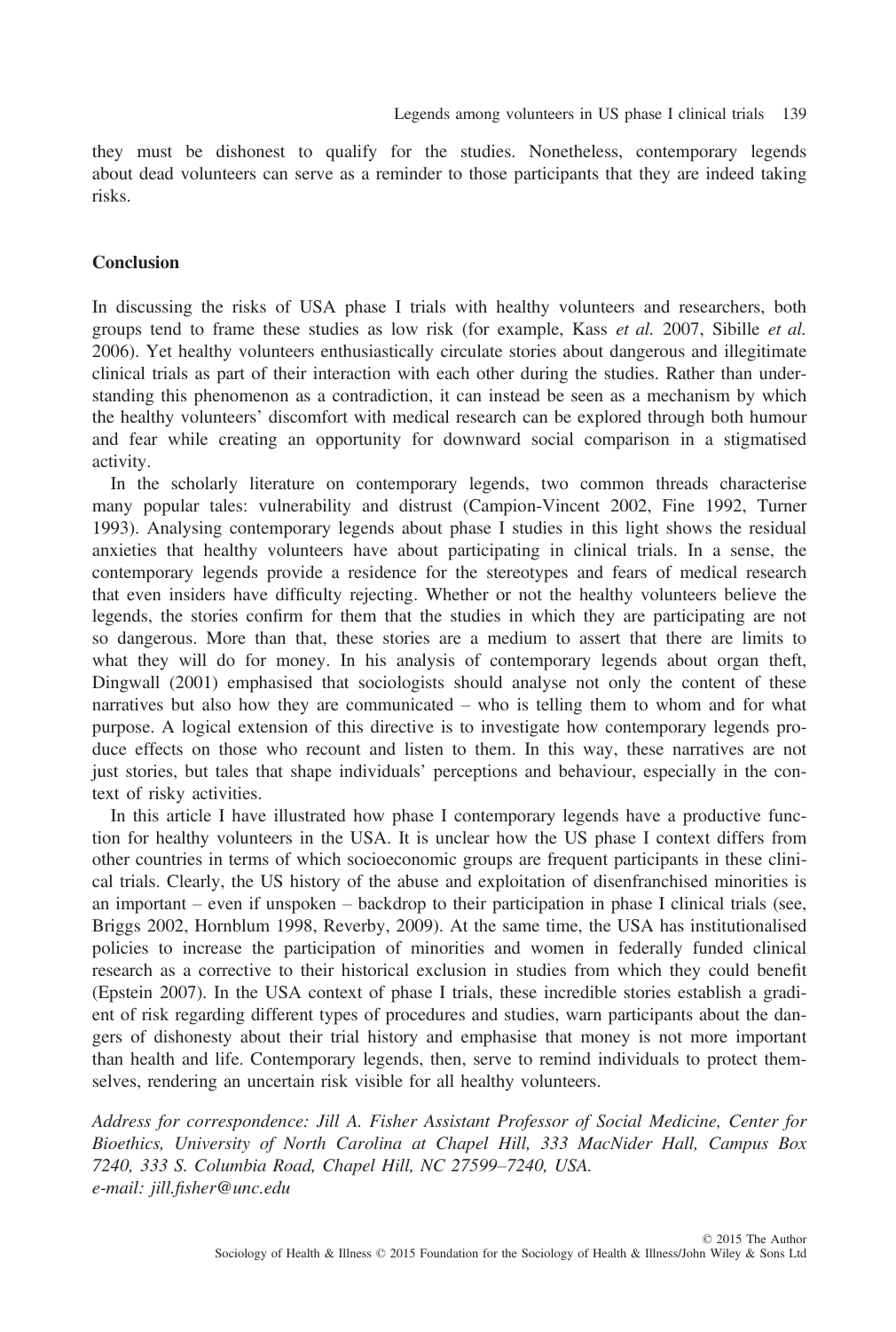they must be dishonest to qualify for the studies. Nonetheless, contemporary legends about dead volunteers can serve as a reminder to those participants that they are indeed taking risks.

## Conclusion

In discussing the risks of USA phase I trials with healthy volunteers and researchers, both groups tend to frame these studies as low risk (for example, Kass *et al.* 2007, Sibille *et al.* 2006). Yet healthy volunteers enthusiastically circulate stories about dangerous and illegitimate clinical trials as part of their interaction with each other during the studies. Rather than understanding this phenomenon as a contradiction, it can instead be seen as a mechanism by which the healthy volunteers' discomfort with medical research can be explored through both humour and fear while creating an opportunity for downward social comparison in a stigmatised activity.

In the scholarly literature on contemporary legends, two common threads characterise many popular tales: vulnerability and distrust (Campion-Vincent 2002, Fine 1992, Turner 1993). Analysing contemporary legends about phase I studies in this light shows the residual anxieties that healthy volunteers have about participating in clinical trials. In a sense, the contemporary legends provide a residence for the stereotypes and fears of medical research that even insiders have difficulty rejecting. Whether or not the healthy volunteers believe the legends, the stories confirm for them that the studies in which they are participating are not so dangerous. More than that, these stories are a medium to assert that there are limits to what they will do for money. In his analysis of contemporary legends about organ theft, Dingwall (2001) emphasised that sociologists should analyse not only the content of these narratives but also how they are communicated – who is telling them to whom and for what purpose. A logical extension of this directive is to investigate how contemporary legends produce effects on those who recount and listen to them. In this way, these narratives are not just stories, but tales that shape individuals' perceptions and behaviour, especially in the context of risky activities.

In this article I have illustrated how phase I contemporary legends have a productive function for healthy volunteers in the USA. It is unclear how the US phase I context differs from other countries in terms of which socioeconomic groups are frequent participants in these clinical trials. Clearly, the US history of the abuse and exploitation of disenfranchised minorities is an important – even if unspoken – backdrop to their participation in phase I clinical trials (see, Briggs 2002, Hornblum 1998, Reverby, 2009). At the same time, the USA has institutionalised policies to increase the participation of minorities and women in federally funded clinical research as a corrective to their historical exclusion in studies from which they could benefit (Epstein 2007). In the USA context of phase I trials, these incredible stories establish a gradient of risk regarding different types of procedures and studies, warn participants about the dangers of dishonesty about their trial history and emphasise that money is not more important than health and life. Contemporary legends, then, serve to remind individuals to protect themselves, rendering an uncertain risk visible for all healthy volunteers.

*Address for correspondence: Jill A. Fisher Assistant Professor of Social Medicine, Center for Bioethics, University of North Carolina at Chapel Hill, 333 MacNider Hall, Campus Box 7240, 333 S. Columbia Road, Chapel Hill, NC 27599–7240, USA.*
*e-mail: jill.fisher@unc.edu*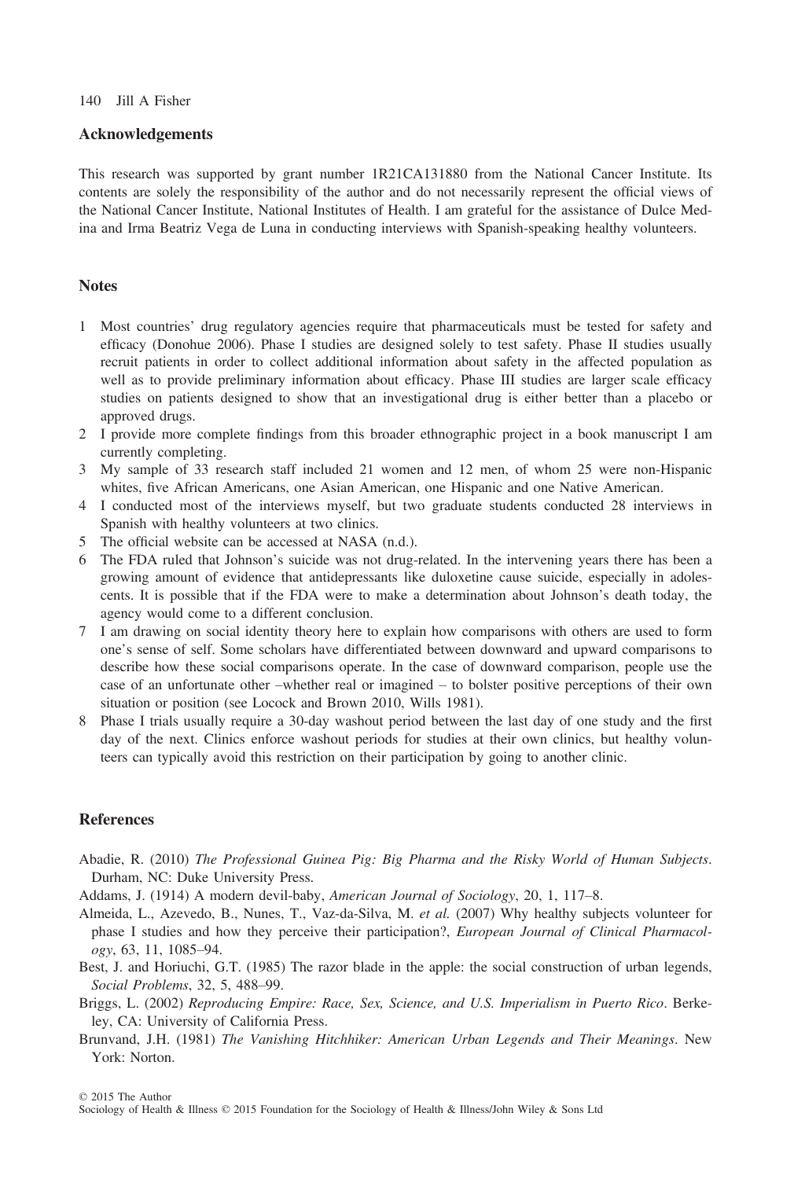## Acknowledgements

This research was supported by grant number 1R21CA131880 from the National Cancer Institute. Its contents are solely the responsibility of the author and do not necessarily represent the official views of the National Cancer Institute, National Institutes of Health. I am grateful for the assistance of Dulce Medina and Irma Beatriz Vega de Luna in conducting interviews with Spanish-speaking healthy volunteers.

## Notes

1. Most countries' drug regulatory agencies require that pharmaceuticals must be tested for safety and efficacy (Donohue 2006). Phase I studies are designed solely to test safety. Phase II studies usually recruit patients in order to collect additional information about safety in the affected population as well as to provide preliminary information about efficacy. Phase III studies are larger scale efficacy studies on patients designed to show that an investigational drug is either better than a placebo or approved drugs.
2. I provide more complete findings from this broader ethnographic project in a book manuscript I am currently completing.
3. My sample of 33 research staff included 21 women and 12 men, of whom 25 were non-Hispanic whites, five African Americans, one Asian American, one Hispanic and one Native American.
4. I conducted most of the interviews myself, but two graduate students conducted 28 interviews in Spanish with healthy volunteers at two clinics.
5. The official website can be accessed at NASA (n.d.).
6. The FDA ruled that Johnson's suicide was not drug-related. In the intervening years there has been a growing amount of evidence that antidepressants like duloxetine cause suicide, especially in adolescents. It is possible that if the FDA were to make a determination about Johnson's death today, the agency would come to a different conclusion.
7. I am drawing on social identity theory here to explain how comparisons with others are used to form one's sense of self. Some scholars have differentiated between downward and upward comparisons to describe how these social comparisons operate. In the case of downward comparison, people use the case of an unfortunate other –whether real or imagined – to bolster positive perceptions of their own situation or position (see Locock and Brown 2010, Wills 1981).
8. Phase I trials usually require a 30-day washout period between the last day of one study and the first day of the next. Clinics enforce washout periods for studies at their own clinics, but healthy volunteers can typically avoid this restriction on their participation by going to another clinic.

## References

Abadie, R. (2010) *The Professional Guinea Pig: Big Pharma and the Risky World of Human Subjects*. Durham, NC: Duke University Press.

Addams, J. (1914) A modern devil-baby, *American Journal of Sociology*, 20, 1, 117–8.

Almeida, L., Azevedo, B., Nunes, T., Vaz-da-Silva, M. *et al.* (2007) Why healthy subjects volunteer for phase I studies and how they perceive their participation?, *European Journal of Clinical Pharmacology*, 63, 11, 1085–94.

Best, J. and Horiuchi, G.T. (1985) The razor blade in the apple: the social construction of urban legends, *Social Problems*, 32, 5, 488–99.

Briggs, L. (2002) *Reproducing Empire: Race, Sex, Science, and U.S. Imperialism in Puerto Rico*. Berkeley, CA: University of California Press.

Brunvand, J.H. (1981) *The Vanishing Hitchhiker: American Urban Legends and Their Meanings*. New York: Norton.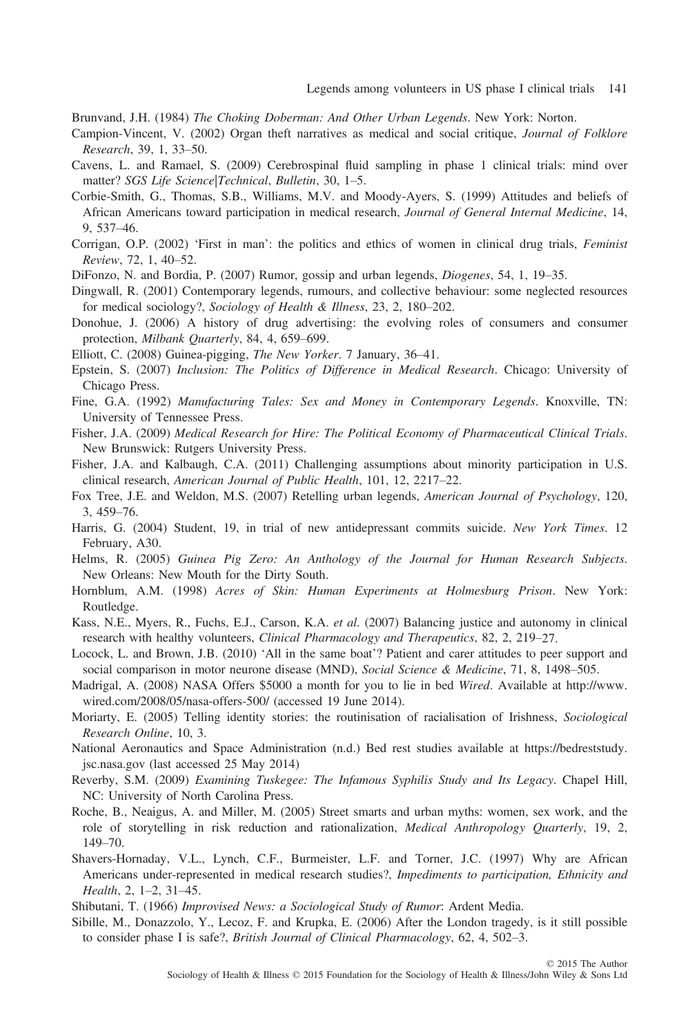Brunvand, J.H. (1984) *The Choking Doberman: And Other Urban Legends*. New York: Norton.

Campion-Vincent, V. (2002) Organ theft narratives as medical and social critique, *Journal of Folklore Research*, 39, 1, 33–50.

Cavens, L. and Ramael, S. (2009) Cerebrospinal fluid sampling in phase 1 clinical trials: mind over matter? *SGS Life Science|Technical, Bulletin*, 30, 1–5.

Corbie-Smith, G., Thomas, S.B., Williams, M.V. and Moody-Ayers, S. (1999) Attitudes and beliefs of African Americans toward participation in medical research, *Journal of General Internal Medicine*, 14, 9, 537–46.

Corrigan, O.P. (2002) 'First in man': the politics and ethics of women in clinical drug trials, *Feminist Review*, 72, 1, 40–52.

DiFonzo, N. and Bordia, P. (2007) Rumor, gossip and urban legends, *Diogenes*, 54, 1, 19–35.

Dingwall, R. (2001) Contemporary legends, rumours, and collective behaviour: some neglected resources for medical sociology?, *Sociology of Health & Illness*, 23, 2, 180–202.

Donohue, J. (2006) A history of drug advertising: the evolving roles of consumers and consumer protection, *Milbank Quarterly*, 84, 4, 659–699.

Elliott, C. (2008) Guinea-pigging, *The New Yorker*. 7 January, 36–41.

Epstein, S. (2007) *Inclusion: The Politics of Difference in Medical Research*. Chicago: University of Chicago Press.

Fine, G.A. (1992) *Manufacturing Tales: Sex and Money in Contemporary Legends*. Knoxville, TN: University of Tennessee Press.

Fisher, J.A. (2009) *Medical Research for Hire: The Political Economy of Pharmaceutical Clinical Trials*. New Brunswick: Rutgers University Press.

Fisher, J.A. and Kalbaugh, C.A. (2011) Challenging assumptions about minority participation in U.S. clinical research, *American Journal of Public Health*, 101, 12, 2217–22.

Fox Tree, J.E. and Weldon, M.S. (2007) Retelling urban legends, *American Journal of Psychology*, 120, 3, 459–76.

Harris, G. (2004) Student, 19, in trial of new antidepressant commits suicide. *New York Times*. 12 February, A30.

Helms, R. (2005) *Guinea Pig Zero: An Anthology of the Journal for Human Research Subjects*. New Orleans: New Mouth for the Dirty South.

Hornblum, A.M. (1998) *Acres of Skin: Human Experiments at Holmesburg Prison*. New York: Routledge.

Kass, N.E., Myers, R., Fuchs, E.J., Carson, K.A. *et al.* (2007) Balancing justice and autonomy in clinical research with healthy volunteers, *Clinical Pharmacology and Therapeutics*, 82, 2, 219–27.

Locock, L. and Brown, J.B. (2010) 'All in the same boat'? Patient and carer attitudes to peer support and social comparison in motor neurone disease (MND), *Social Science & Medicine*, 71, 8, 1498–505.

Madrigal, A. (2008) NASA Offers $5000 a month for you to lie in bed *Wired*. Available at http://www.wired.com/2008/05/nasa-offers-500/ (accessed 19 June 2014).

Moriarty, E. (2005) Telling identity stories: the routinisation of racialisation of Irishness, *Sociological Research Online*, 10, 3.

National Aeronautics and Space Administration (n.d.) Bed rest studies available at https://bedreststudy.jsc.nasa.gov (last accessed 25 May 2014)

Reverby, S.M. (2009) *Examining Tuskegee: The Infamous Syphilis Study and Its Legacy*. Chapel Hill, NC: University of North Carolina Press.

Roche, B., Neaigus, A. and Miller, M. (2005) Street smarts and urban myths: women, sex work, and the role of storytelling in risk reduction and rationalization, *Medical Anthropology Quarterly*, 19, 2, 149–70.

Shavers-Hornaday, V.L., Lynch, C.F., Burmeister, L.F. and Torner, J.C. (1997) Why are African Americans under-represented in medical research studies?, *Impediments to participation, Ethnicity and Health*, 2, 1–2, 31–45.

Shibutani, T. (1966) *Improvised News: a Sociological Study of Rumor*: Ardent Media.

Sibille, M., Donazzolo, Y., Lecoz, F. and Krupka, E. (2006) After the London tragedy, is it still possible to consider phase I is safe?, *British Journal of Clinical Pharmacology*, 62, 4, 502–3.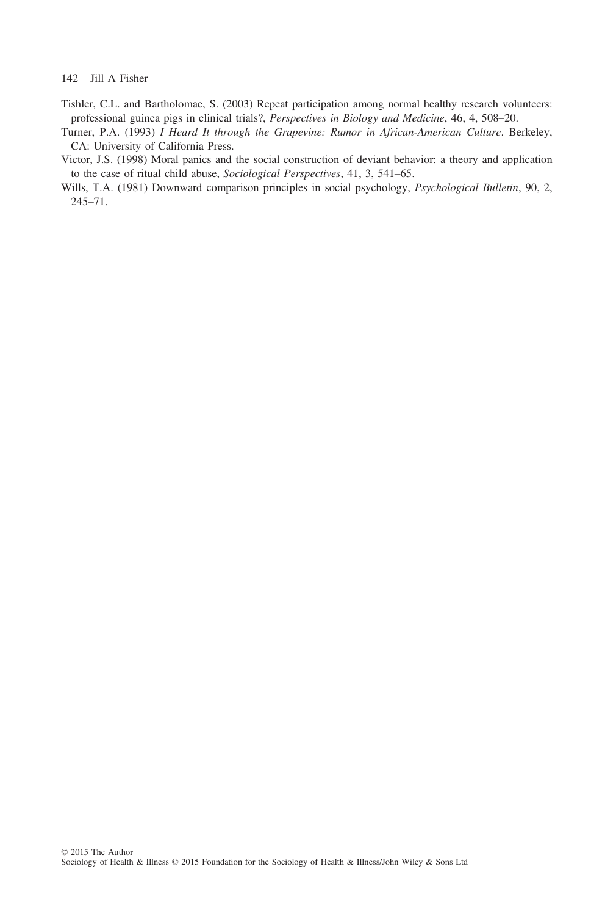Tishler, C.L. and Bartholomae, S. (2003) Repeat participation among normal healthy research volunteers: professional guinea pigs in clinical trials?, *Perspectives in Biology and Medicine*, 46, 4, 508–20.

Turner, P.A. (1993) *I Heard It through the Grapevine: Rumor in African-American Culture*. Berkeley, CA: University of California Press.

Victor, J.S. (1998) Moral panics and the social construction of deviant behavior: a theory and application to the case of ritual child abuse, *Sociological Perspectives*, 41, 3, 541–65.

Wills, T.A. (1981) Downward comparison principles in social psychology, *Psychological Bulletin*, 90, 2, 245–71.